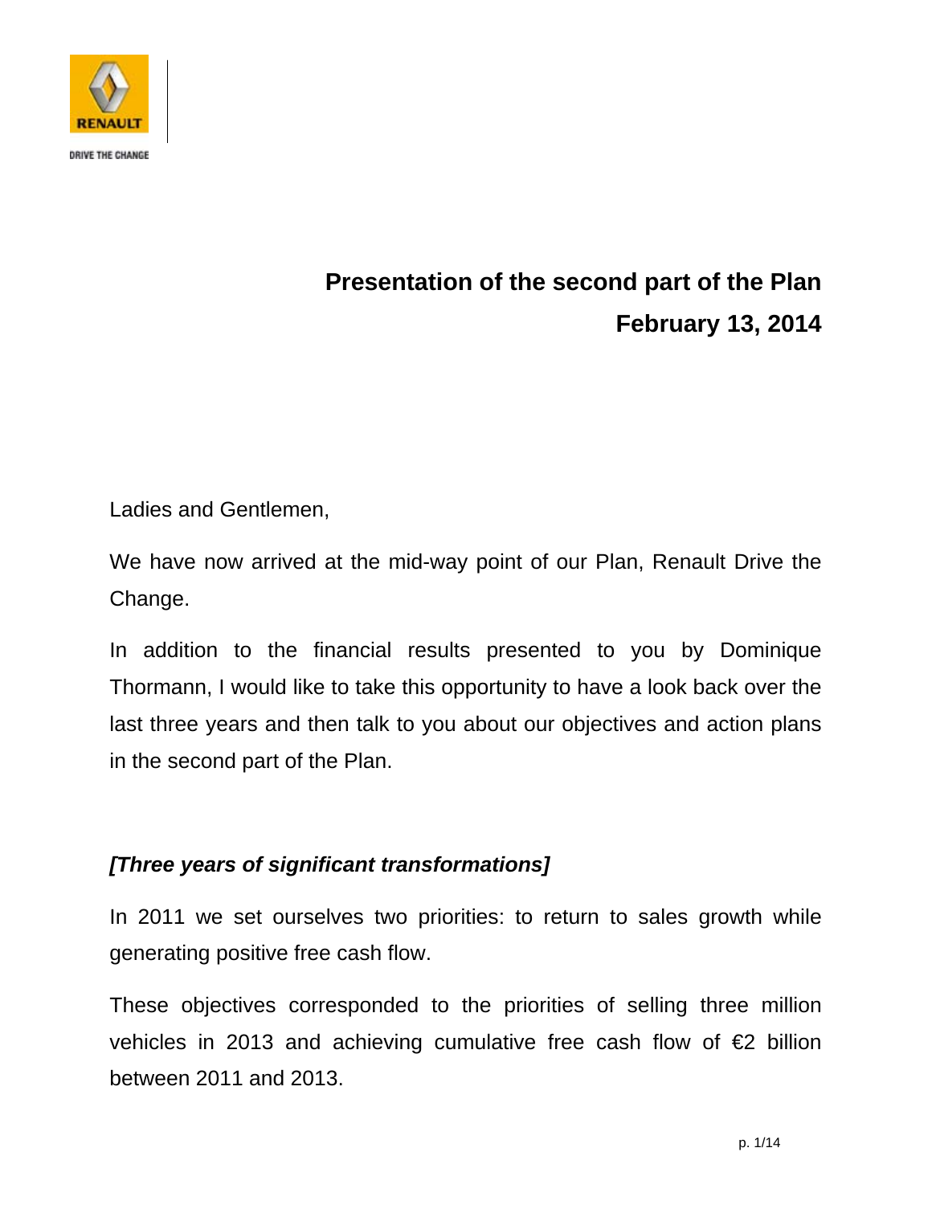# Presentation of the second part of the Plan

## February 13, 2014

Ladies and Gentlemen,

We have now arrived at the mid-way point of our Plan, Renault Drive the Change.

In addition to the financial results presented to you by Dominique Thormann, I would like to take this opportunity to have a look back over the last three years and then talk to you about our objectives and action plans in the second part of the Plan.

***[Three years of significant transformations]***

In 2011 we set ourselves two priorities: to return to sales growth while generating positive free cash flow.

These objectives corresponded to the priorities of selling three million vehicles in 2013 and achieving cumulative free cash flow of €2 billion between 2011 and 2013.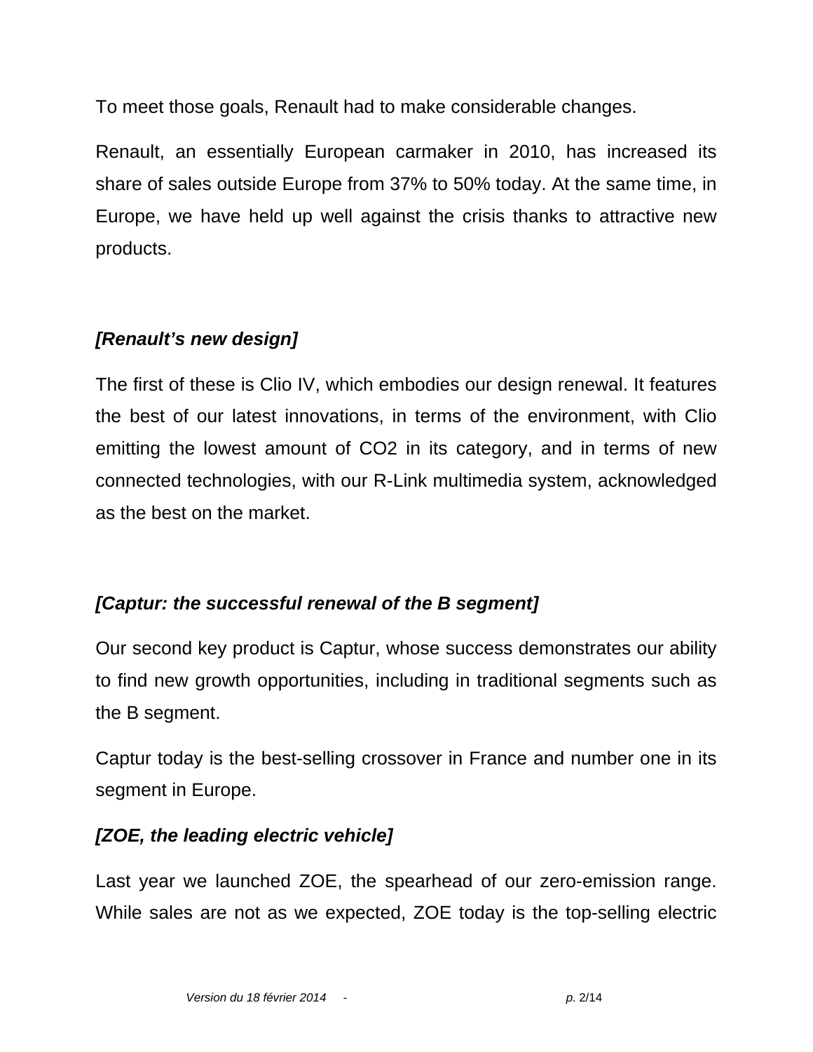To meet those goals, Renault had to make considerable changes.

Renault, an essentially European carmaker in 2010, has increased its share of sales outside Europe from 37% to 50% today. At the same time, in Europe, we have held up well against the crisis thanks to attractive new products.

***[Renault's new design]***

The first of these is Clio IV, which embodies our design renewal. It features the best of our latest innovations, in terms of the environment, with Clio emitting the lowest amount of $CO_2$ in its category, and in terms of new connected technologies, with our R-Link multimedia system, acknowledged as the best on the market.

***[Captur: the successful renewal of the B segment]***

Our second key product is Captur, whose success demonstrates our ability to find new growth opportunities, including in traditional segments such as the B segment.

Captur today is the best-selling crossover in France and number one in its segment in Europe.

***[ZOE, the leading electric vehicle]***

Last year we launched ZOE, the spearhead of our zero-emission range. While sales are not as we expected, ZOE today is the top-selling electric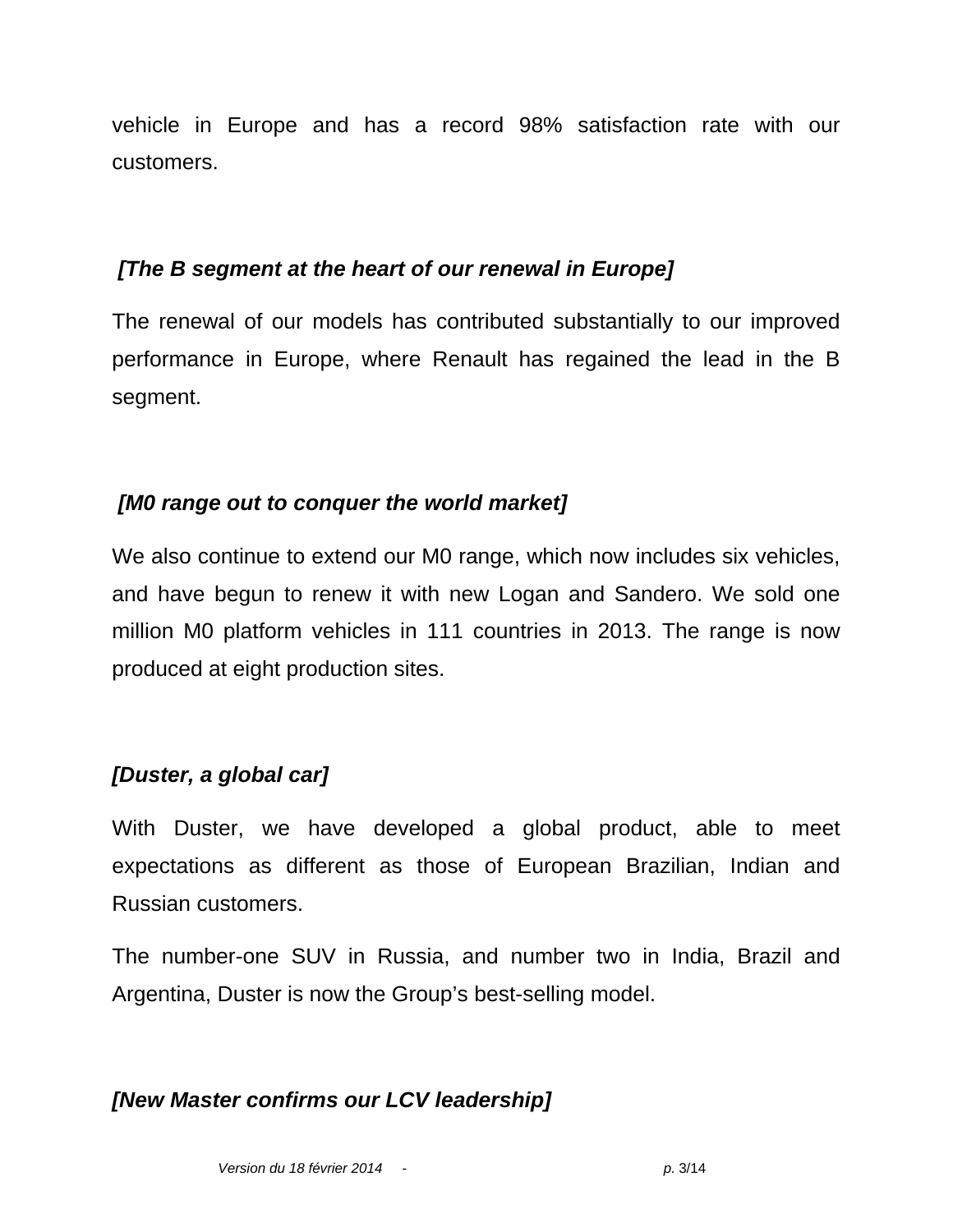vehicle in Europe and has a record 98% satisfaction rate with our customers.

***[The B segment at the heart of our renewal in Europe]***

The renewal of our models has contributed substantially to our improved performance in Europe, where Renault has regained the lead in the B segment.

***[M0 range out to conquer the world market]***

We also continue to extend our M0 range, which now includes six vehicles, and have begun to renew it with new Logan and Sandero. We sold one million M0 platform vehicles in 111 countries in 2013. The range is now produced at eight production sites.

***[Duster, a global car]***

With Duster, we have developed a global product, able to meet expectations as different as those of European Brazilian, Indian and Russian customers.

The number-one SUV in Russia, and number two in India, Brazil and Argentina, Duster is now the Group's best-selling model.

***[New Master confirms our LCV leadership]***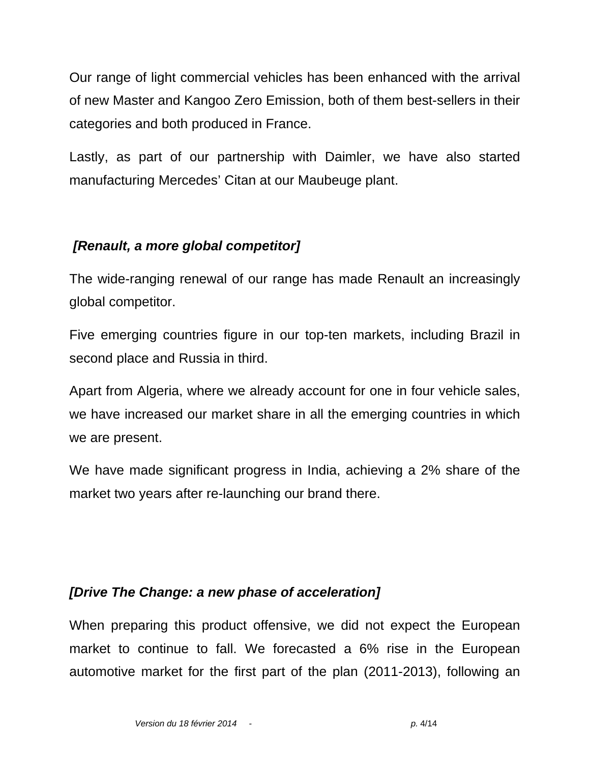Our range of light commercial vehicles has been enhanced with the arrival of new Master and Kangoo Zero Emission, both of them best-sellers in their categories and both produced in France.

Lastly, as part of our partnership with Daimler, we have also started manufacturing Mercedes' Citan at our Maubeuge plant.

***[Renault, a more global competitor]***

The wide-ranging renewal of our range has made Renault an increasingly global competitor.

Five emerging countries figure in our top-ten markets, including Brazil in second place and Russia in third.

Apart from Algeria, where we already account for one in four vehicle sales, we have increased our market share in all the emerging countries in which we are present.

We have made significant progress in India, achieving a 2% share of the market two years after re-launching our brand there.

***[Drive The Change: a new phase of acceleration]***

When preparing this product offensive, we did not expect the European market to continue to fall. We forecasted a 6% rise in the European automotive market for the first part of the plan (2011-2013), following an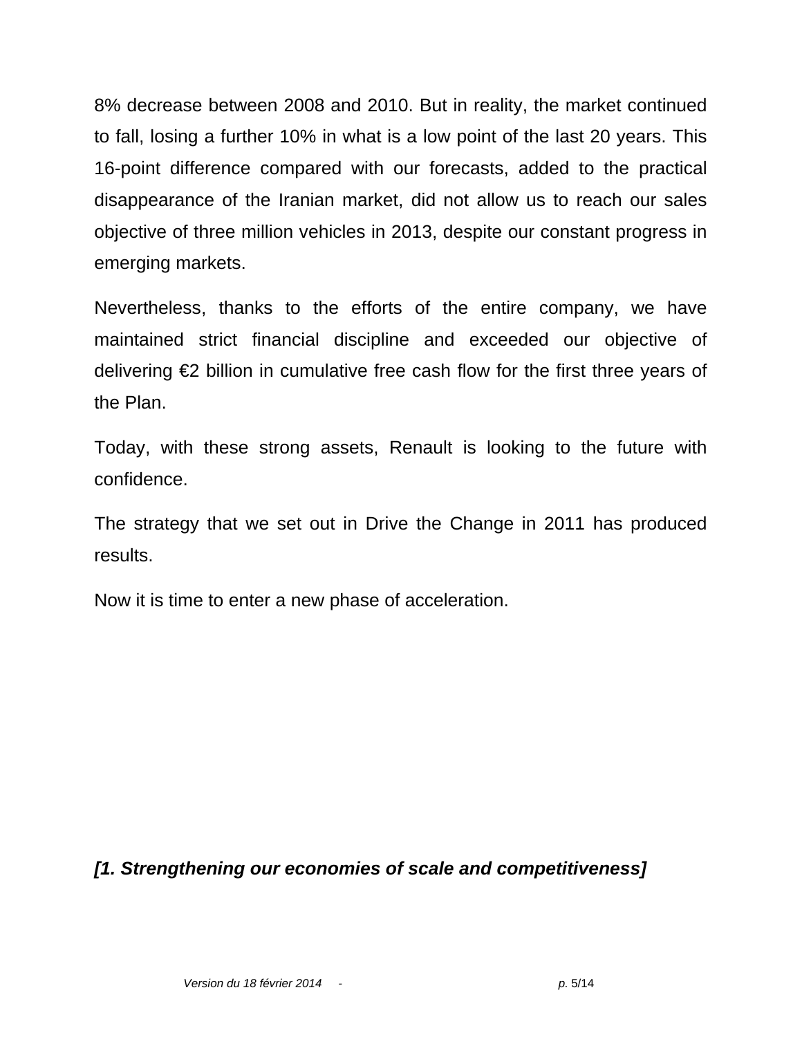8% decrease between 2008 and 2010. But in reality, the market continued to fall, losing a further 10% in what is a low point of the last 20 years. This 16-point difference compared with our forecasts, added to the practical disappearance of the Iranian market, did not allow us to reach our sales objective of three million vehicles in 2013, despite our constant progress in emerging markets.

Nevertheless, thanks to the efforts of the entire company, we have maintained strict financial discipline and exceeded our objective of delivering €2 billion in cumulative free cash flow for the first three years of the Plan.

Today, with these strong assets, Renault is looking to the future with confidence.

The strategy that we set out in Drive the Change in 2011 has produced results.

Now it is time to enter a new phase of acceleration.

***[1. Strengthening our economies of scale and competitiveness]***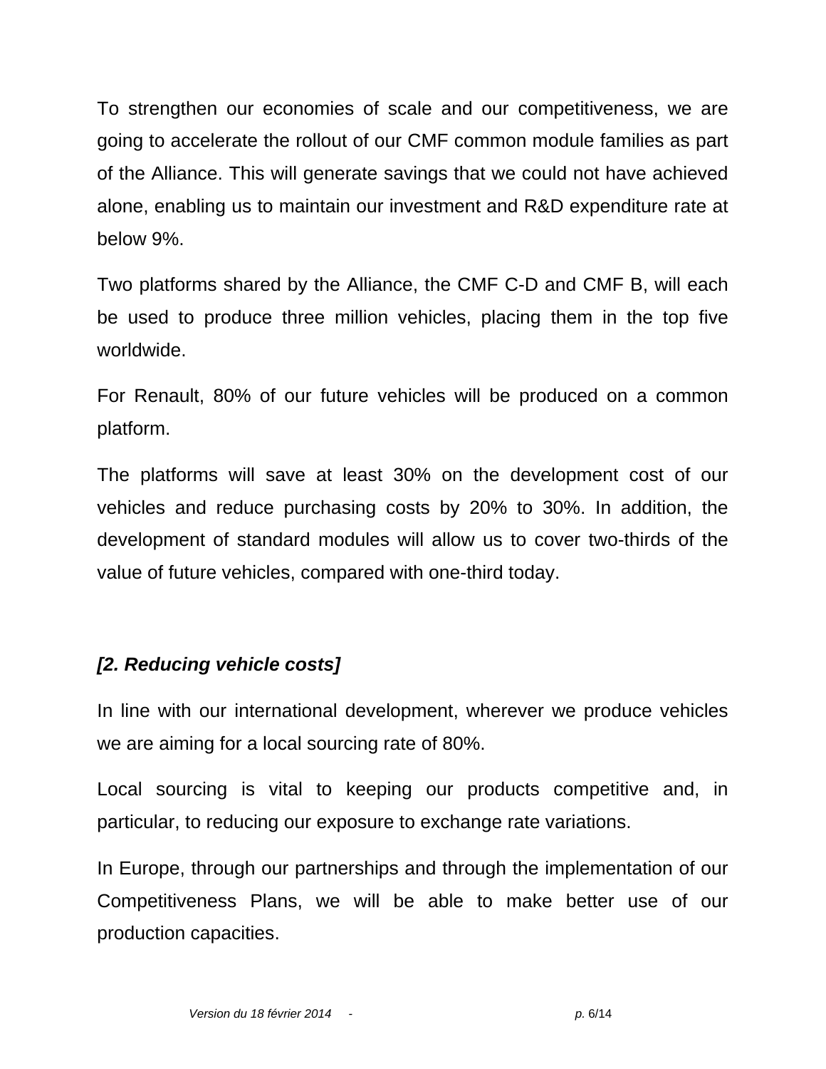To strengthen our economies of scale and our competitiveness, we are going to accelerate the rollout of our CMF common module families as part of the Alliance. This will generate savings that we could not have achieved alone, enabling us to maintain our investment and R&D expenditure rate at below 9%.

Two platforms shared by the Alliance, the CMF C-D and CMF B, will each be used to produce three million vehicles, placing them in the top five worldwide.

For Renault, 80% of our future vehicles will be produced on a common platform.

The platforms will save at least 30% on the development cost of our vehicles and reduce purchasing costs by 20% to 30%. In addition, the development of standard modules will allow us to cover two-thirds of the value of future vehicles, compared with one-third today.

***[2. Reducing vehicle costs]***

In line with our international development, wherever we produce vehicles we are aiming for a local sourcing rate of 80%.

Local sourcing is vital to keeping our products competitive and, in particular, to reducing our exposure to exchange rate variations.

In Europe, through our partnerships and through the implementation of our Competitiveness Plans, we will be able to make better use of our production capacities.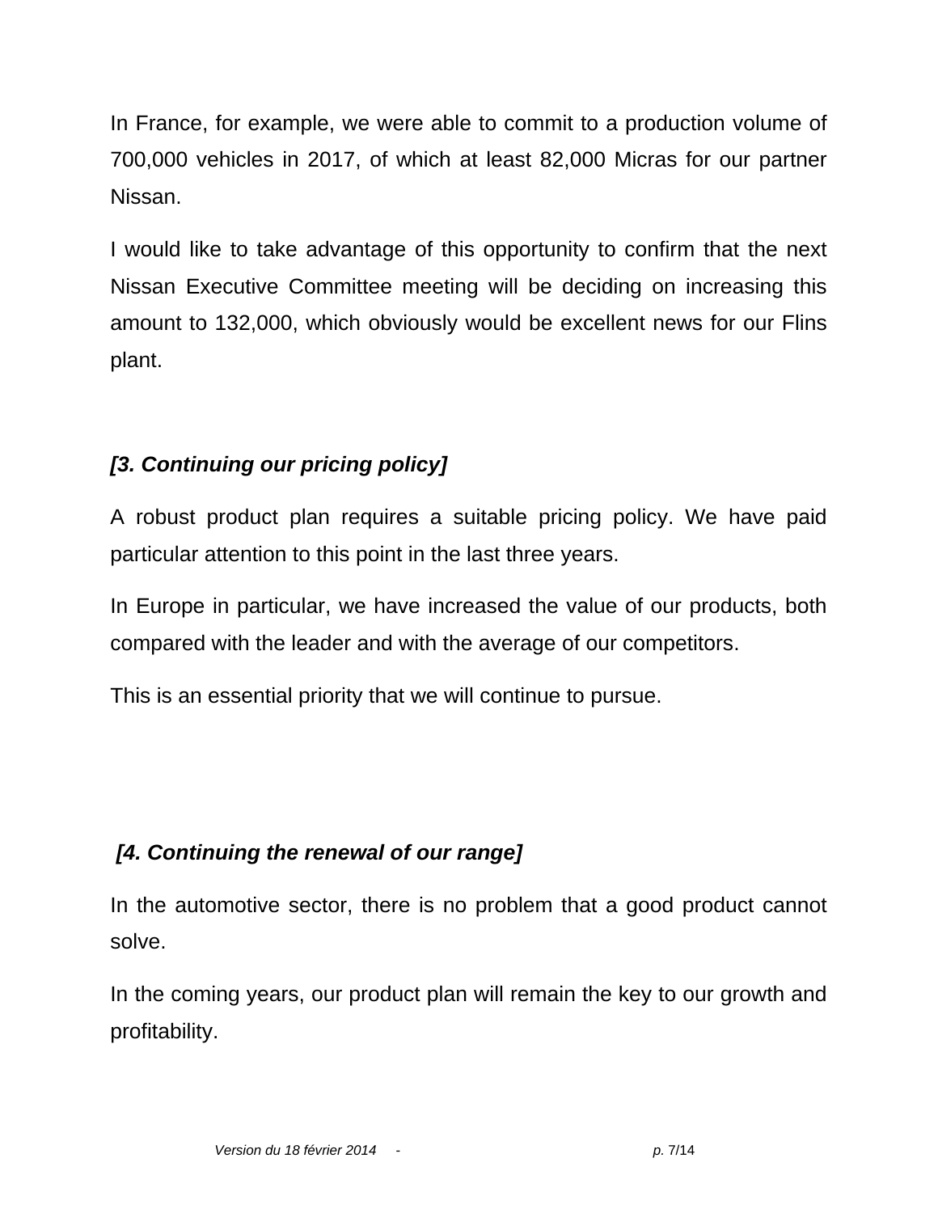In France, for example, we were able to commit to a production volume of 700,000 vehicles in 2017, of which at least 82,000 Micras for our partner Nissan.

I would like to take advantage of this opportunity to confirm that the next Nissan Executive Committee meeting will be deciding on increasing this amount to 132,000, which obviously would be excellent news for our Flins plant.

***[3. Continuing our pricing policy]***

A robust product plan requires a suitable pricing policy. We have paid particular attention to this point in the last three years.

In Europe in particular, we have increased the value of our products, both compared with the leader and with the average of our competitors.

This is an essential priority that we will continue to pursue.

***[4. Continuing the renewal of our range]***

In the automotive sector, there is no problem that a good product cannot solve.

In the coming years, our product plan will remain the key to our growth and profitability.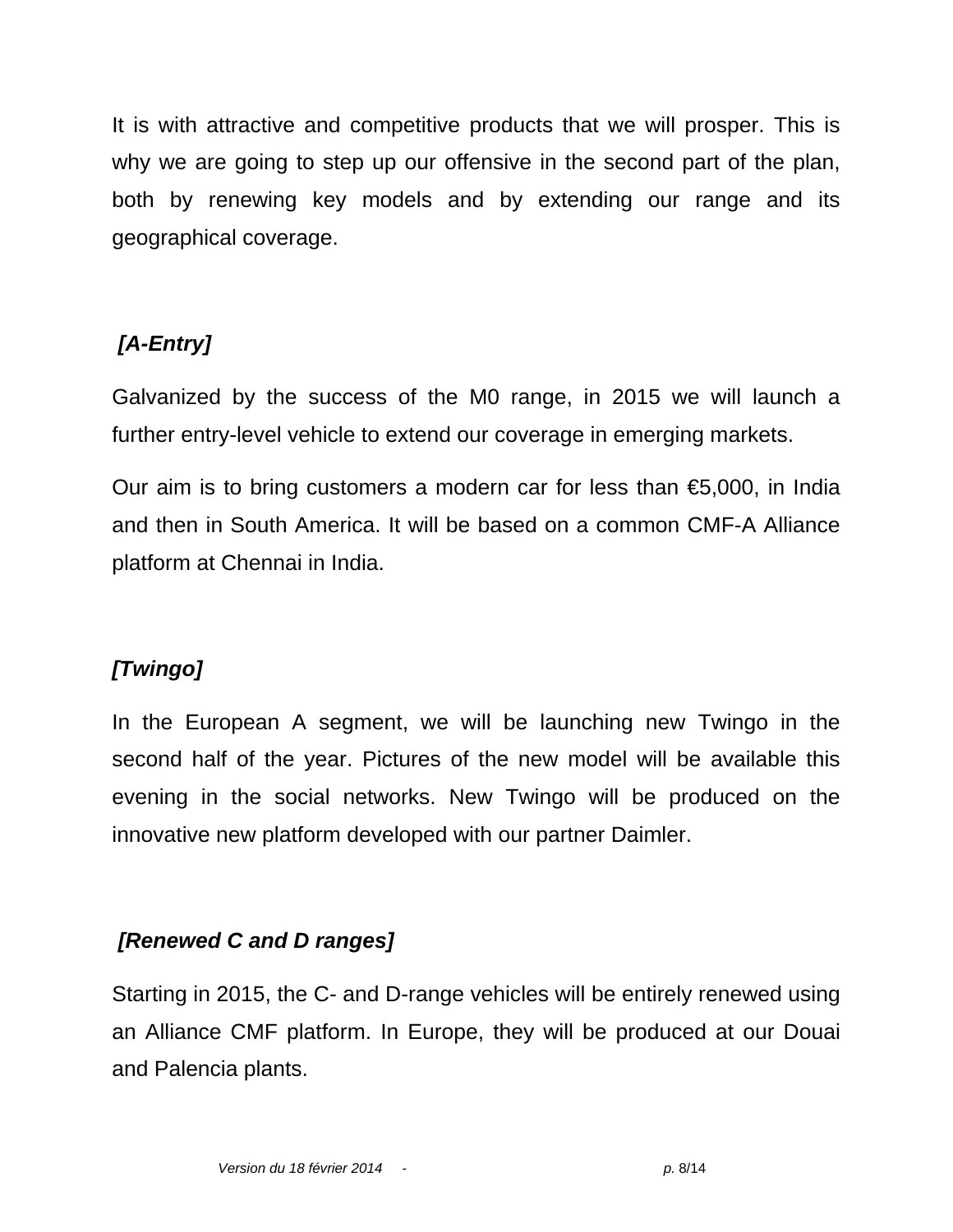It is with attractive and competitive products that we will prosper. This is why we are going to step up our offensive in the second part of the plan, both by renewing key models and by extending our range and its geographical coverage.

***[A-Entry]***

Galvanized by the success of the M0 range, in 2015 we will launch a further entry-level vehicle to extend our coverage in emerging markets.

Our aim is to bring customers a modern car for less than €5,000, in India and then in South America. It will be based on a common CMF-A Alliance platform at Chennai in India.

***[Twingo]***

In the European A segment, we will be launching new Twingo in the second half of the year. Pictures of the new model will be available this evening in the social networks. New Twingo will be produced on the innovative new platform developed with our partner Daimler.

***[Renewed C and D ranges]***

Starting in 2015, the C- and D-range vehicles will be entirely renewed using an Alliance CMF platform. In Europe, they will be produced at our Douai and Palencia plants.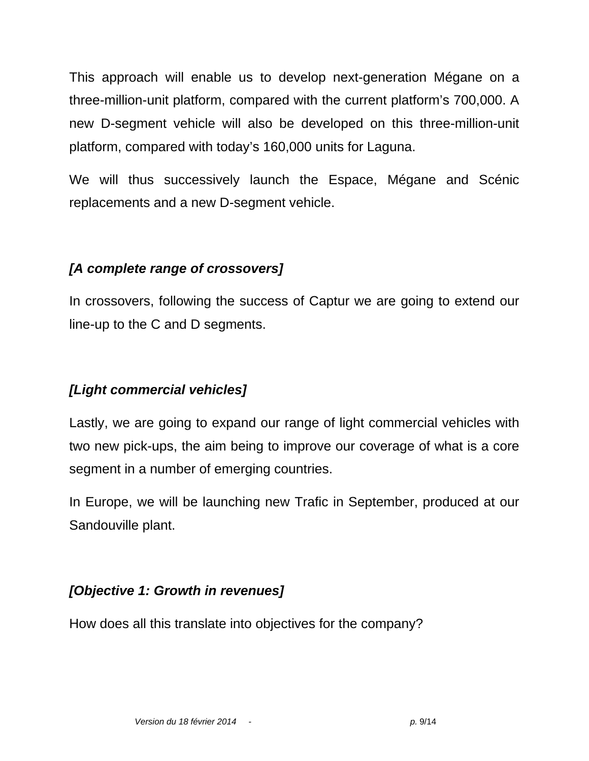This approach will enable us to develop next-generation Mégane on a three-million-unit platform, compared with the current platform's 700,000. A new D-segment vehicle will also be developed on this three-million-unit platform, compared with today's 160,000 units for Laguna.

We will thus successively launch the Espace, Mégane and Scénic replacements and a new D-segment vehicle.

***[A complete range of crossovers]***

In crossovers, following the success of Captur we are going to extend our line-up to the C and D segments.

***[Light commercial vehicles]***

Lastly, we are going to expand our range of light commercial vehicles with two new pick-ups, the aim being to improve our coverage of what is a core segment in a number of emerging countries.

In Europe, we will be launching new Trafic in September, produced at our Sandouville plant.

***[Objective 1: Growth in revenues]***

How does all this translate into objectives for the company?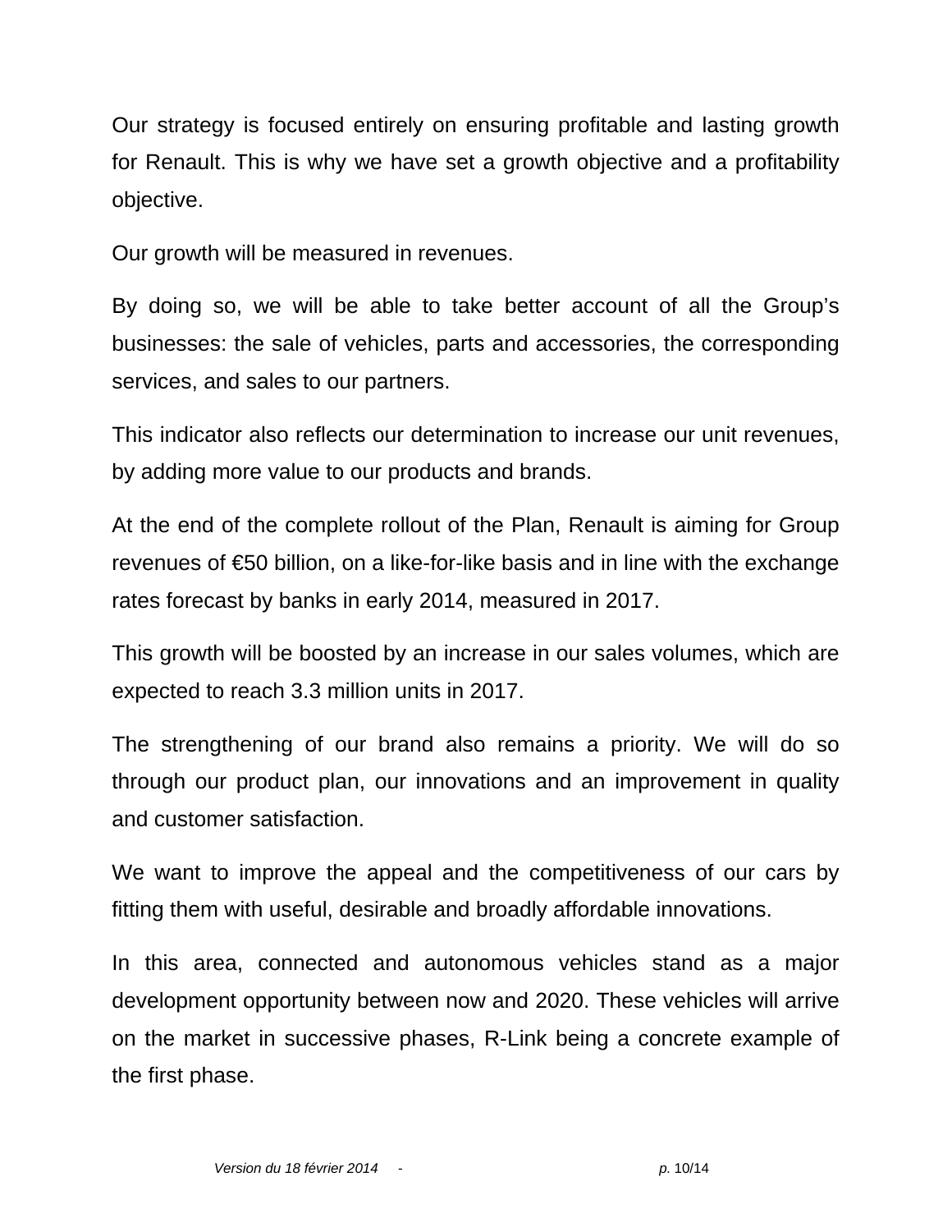Our strategy is focused entirely on ensuring profitable and lasting growth for Renault. This is why we have set a growth objective and a profitability objective.

Our growth will be measured in revenues.

By doing so, we will be able to take better account of all the Group's businesses: the sale of vehicles, parts and accessories, the corresponding services, and sales to our partners.

This indicator also reflects our determination to increase our unit revenues, by adding more value to our products and brands.

At the end of the complete rollout of the Plan, Renault is aiming for Group revenues of €50 billion, on a like-for-like basis and in line with the exchange rates forecast by banks in early 2014, measured in 2017.

This growth will be boosted by an increase in our sales volumes, which are expected to reach 3.3 million units in 2017.

The strengthening of our brand also remains a priority. We will do so through our product plan, our innovations and an improvement in quality and customer satisfaction.

We want to improve the appeal and the competitiveness of our cars by fitting them with useful, desirable and broadly affordable innovations.

In this area, connected and autonomous vehicles stand as a major development opportunity between now and 2020. These vehicles will arrive on the market in successive phases, R-Link being a concrete example of the first phase.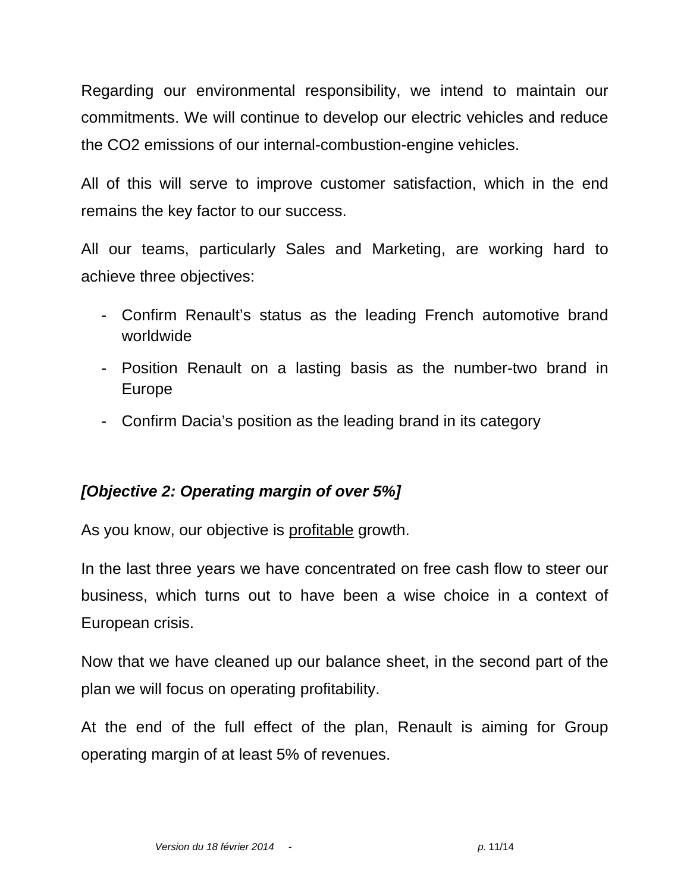Regarding our environmental responsibility, we intend to maintain our commitments. We will continue to develop our electric vehicles and reduce the $CO_2$ emissions of our internal-combustion-engine vehicles.

All of this will serve to improve customer satisfaction, which in the end remains the key factor to our success.

All our teams, particularly Sales and Marketing, are working hard to achieve three objectives:

- Confirm Renault's status as the leading French automotive brand worldwide
- Position Renault on a lasting basis as the number-two brand in Europe
- Confirm Dacia's position as the leading brand in its category

***[Objective 2: Operating margin of over 5%]***

As you know, our objective is <u>profitable</u> growth.

In the last three years we have concentrated on free cash flow to steer our business, which turns out to have been a wise choice in a context of European crisis.

Now that we have cleaned up our balance sheet, in the second part of the plan we will focus on operating profitability.

At the end of the full effect of the plan, Renault is aiming for Group operating margin of at least 5% of revenues.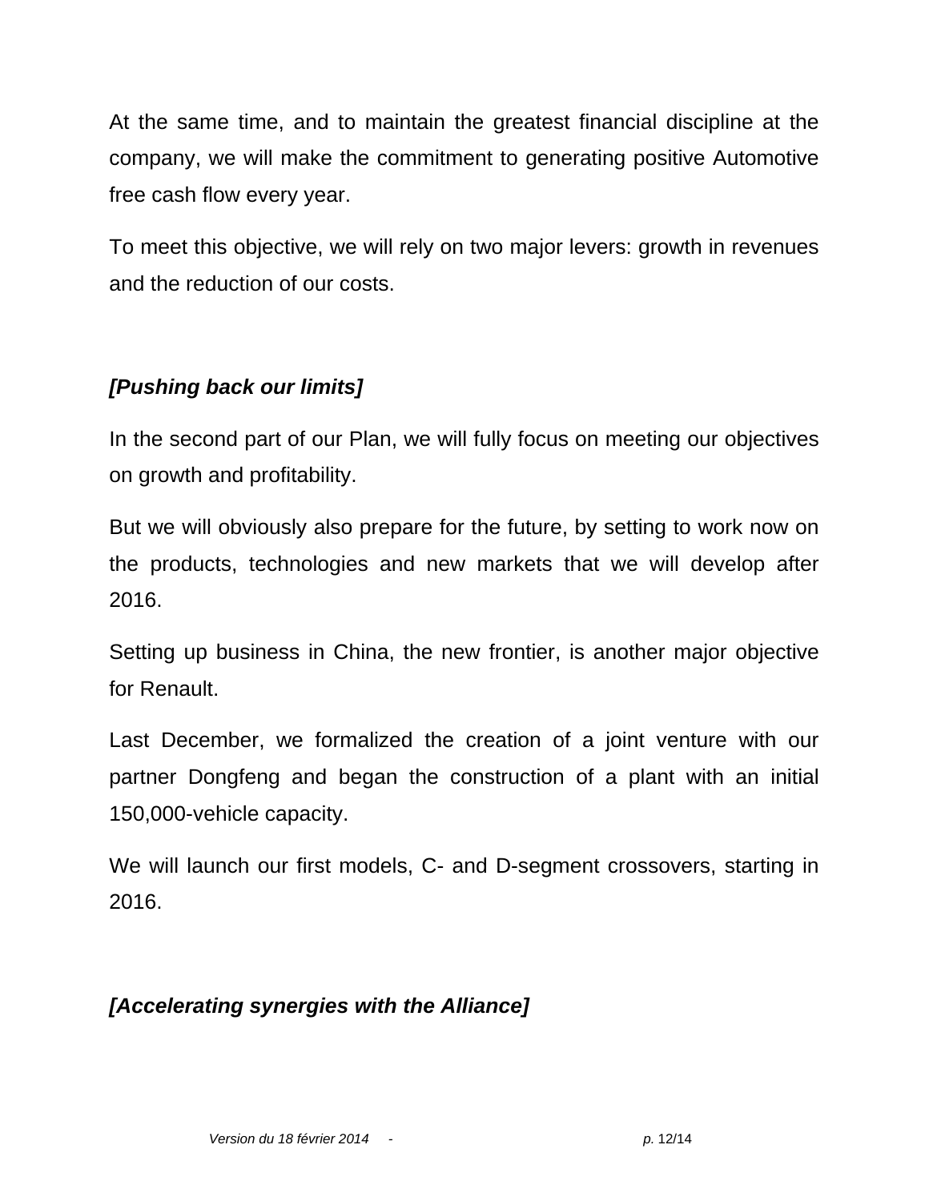At the same time, and to maintain the greatest financial discipline at the company, we will make the commitment to generating positive Automotive free cash flow every year.

To meet this objective, we will rely on two major levers: growth in revenues and the reduction of our costs.

### *[Pushing back our limits]*

In the second part of our Plan, we will fully focus on meeting our objectives on growth and profitability.

But we will obviously also prepare for the future, by setting to work now on the products, technologies and new markets that we will develop after 2016.

Setting up business in China, the new frontier, is another major objective for Renault.

Last December, we formalized the creation of a joint venture with our partner Dongfeng and began the construction of a plant with an initial 150,000-vehicle capacity.

We will launch our first models, C- and D-segment crossovers, starting in 2016.

### *[Accelerating synergies with the Alliance]*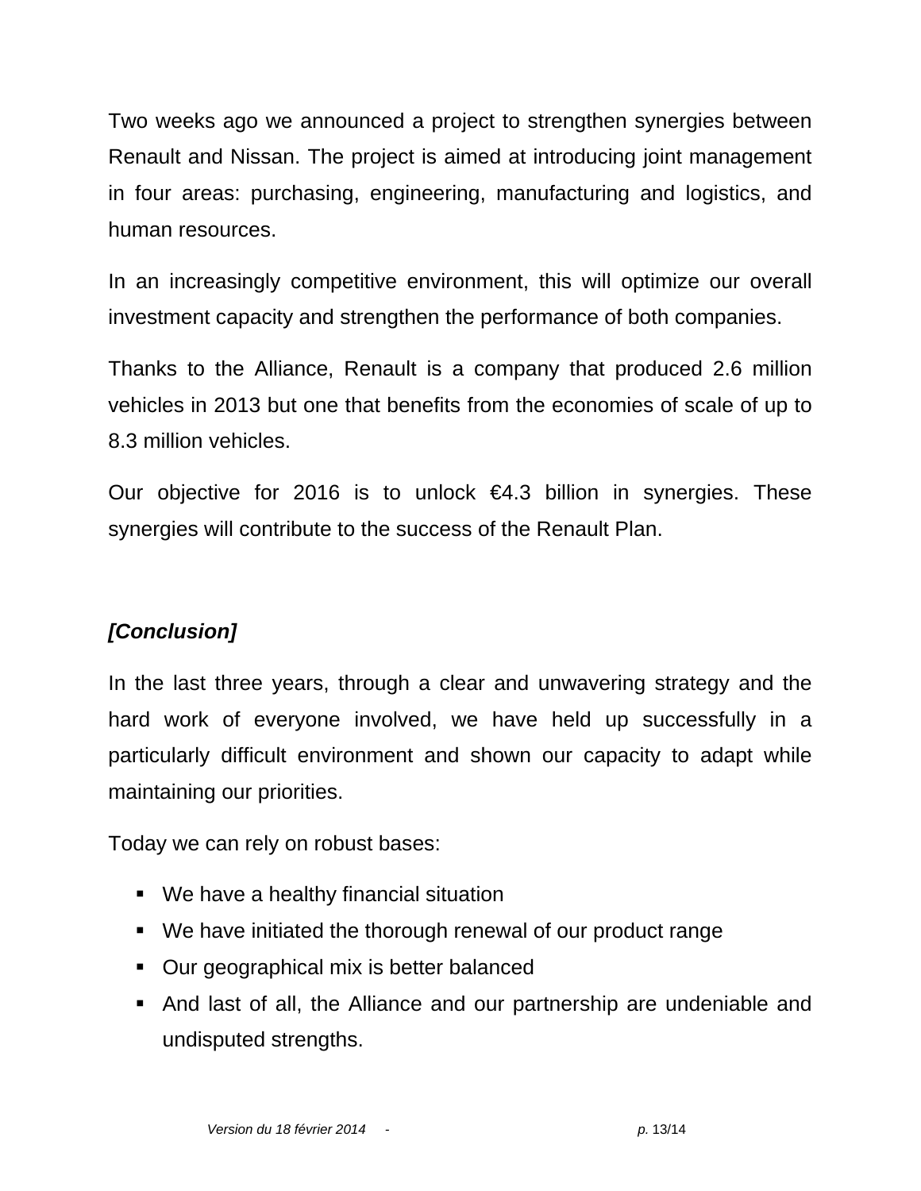Two weeks ago we announced a project to strengthen synergies between Renault and Nissan. The project is aimed at introducing joint management in four areas: purchasing, engineering, manufacturing and logistics, and human resources.

In an increasingly competitive environment, this will optimize our overall investment capacity and strengthen the performance of both companies.

Thanks to the Alliance, Renault is a company that produced 2.6 million vehicles in 2013 but one that benefits from the economies of scale of up to 8.3 million vehicles.

Our objective for 2016 is to unlock €4.3 billion in synergies. These synergies will contribute to the success of the Renault Plan.

***[Conclusion]***

In the last three years, through a clear and unwavering strategy and the hard work of everyone involved, we have held up successfully in a particularly difficult environment and shown our capacity to adapt while maintaining our priorities.

Today we can rely on robust bases:

- We have a healthy financial situation
- We have initiated the thorough renewal of our product range
- Our geographical mix is better balanced
- And last of all, the Alliance and our partnership are undeniable and undisputed strengths.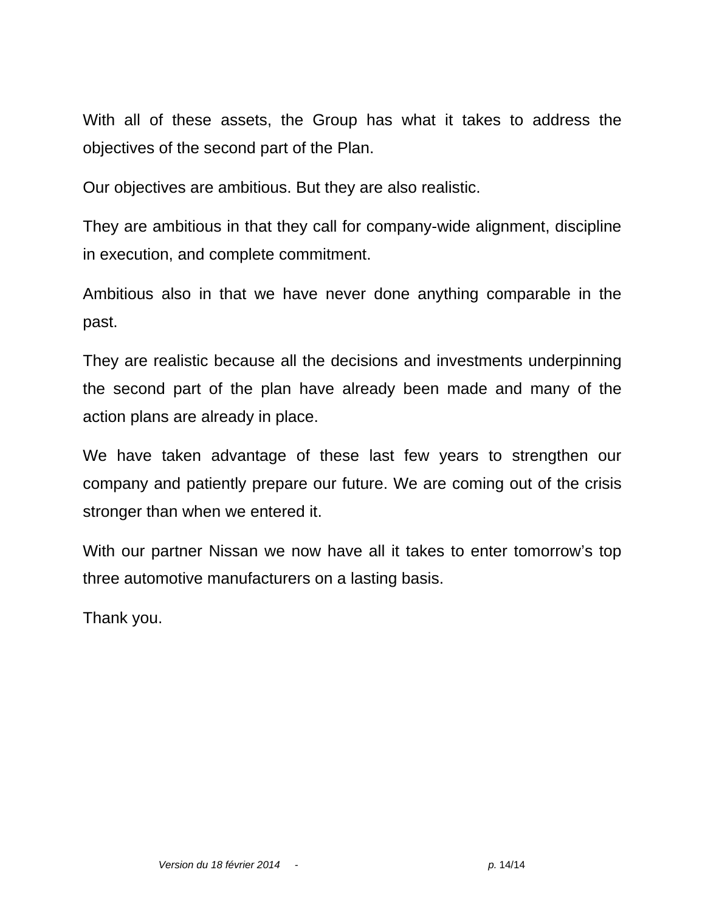With all of these assets, the Group has what it takes to address the objectives of the second part of the Plan.

Our objectives are ambitious. But they are also realistic.

They are ambitious in that they call for company-wide alignment, discipline in execution, and complete commitment.

Ambitious also in that we have never done anything comparable in the past.

They are realistic because all the decisions and investments underpinning the second part of the plan have already been made and many of the action plans are already in place.

We have taken advantage of these last few years to strengthen our company and patiently prepare our future. We are coming out of the crisis stronger than when we entered it.

With our partner Nissan we now have all it takes to enter tomorrow's top three automotive manufacturers on a lasting basis.

Thank you.